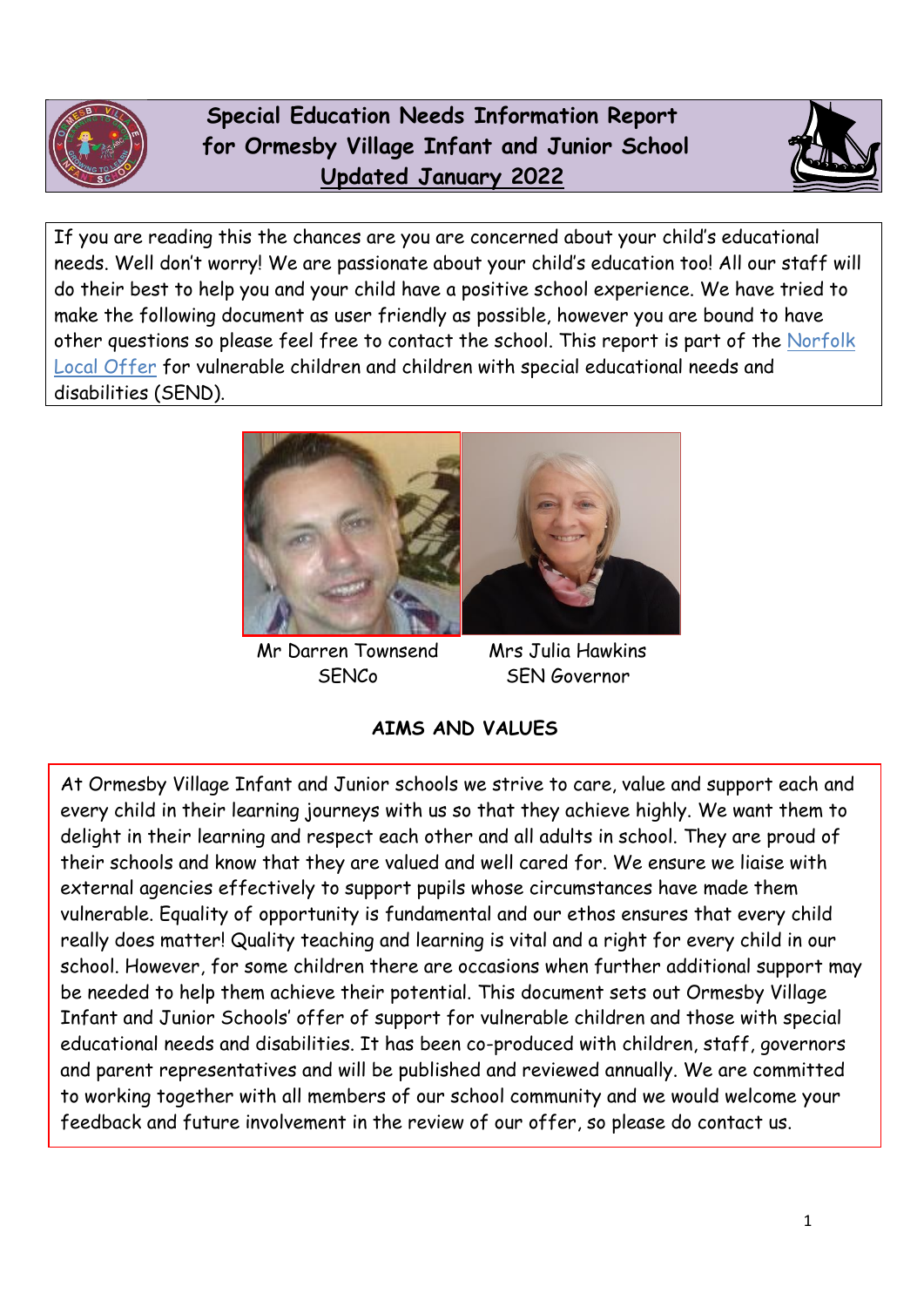# Special Education Needs Information Report for Ormesby Village Infant and Junior School

**Updated January 2022**

If you are reading this the chances are you are concerned about your child's educational needs. Well don't worry! We are passionate about your child's education too! All our staff will do their best to help you and your child have a positive school experience. We have tried to make the following document as user friendly as possible, however you are bound to have other questions so please feel free to contact the school. This report is part of the Norfolk Local Offer for vulnerable children and children with special educational needs and disabilities (SEND).

Mr Darren Townsend
SENCo

Mrs Julia Hawkins
SEN Governor

## AIMS AND VALUES

At Ormesby Village Infant and Junior schools we strive to care, value and support each and every child in their learning journeys with us so that they achieve highly. We want them to delight in their learning and respect each other and all adults in school. They are proud of their schools and know that they are valued and well cared for. We ensure we liaise with external agencies effectively to support pupils whose circumstances have made them vulnerable. Equality of opportunity is fundamental and our ethos ensures that every child really does matter! Quality teaching and learning is vital and a right for every child in our school. However, for some children there are occasions when further additional support may be needed to help them achieve their potential. This document sets out Ormesby Village Infant and Junior Schools' offer of support for vulnerable children and those with special educational needs and disabilities. It has been co-produced with children, staff, governors and parent representatives and will be published and reviewed annually. We are committed to working together with all members of our school community and we would welcome your feedback and future involvement in the review of our offer, so please do contact us.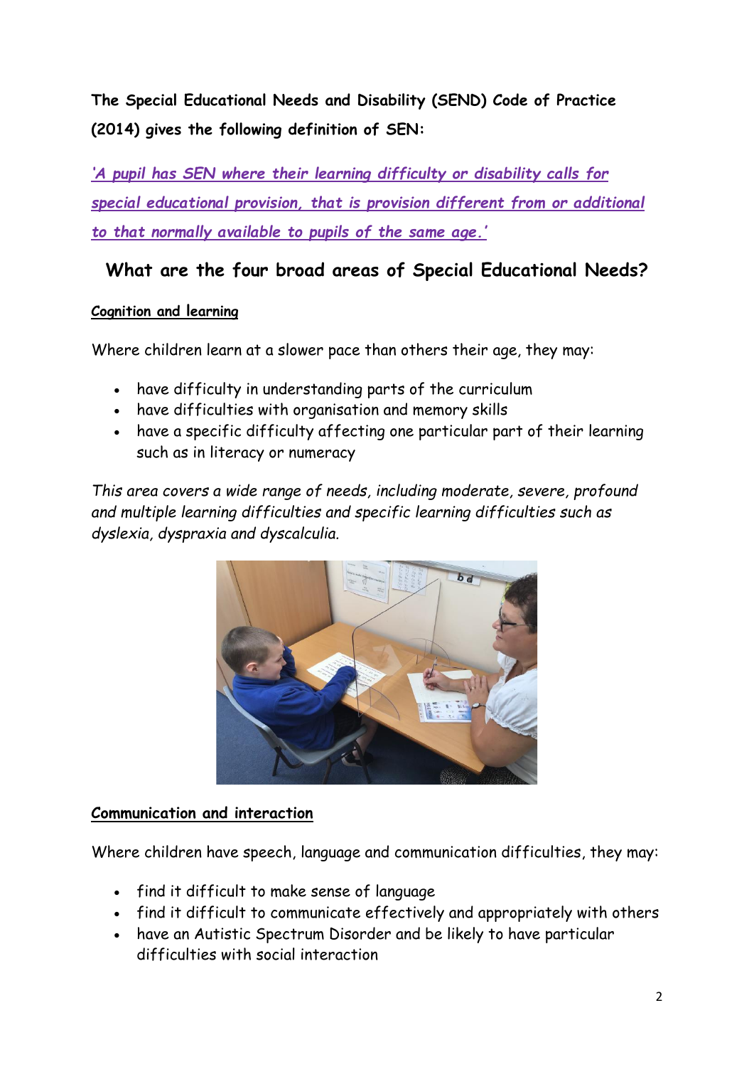**The Special Educational Needs and Disability (SEND) Code of Practice (2014) gives the following definition of SEN:**

*'A pupil has SEN where their learning difficulty or disability calls for special educational provision, that is provision different from or additional to that normally available to pupils of the same age.'*

## What are the four broad areas of Special Educational Needs?

### Cognition and learning

Where children learn at a slower pace than others their age, they may:

- have difficulty in understanding parts of the curriculum
- have difficulties with organisation and memory skills
- have a specific difficulty affecting one particular part of their learning such as in literacy or numeracy

*This area covers a wide range of needs, including moderate, severe, profound and multiple learning difficulties and specific learning difficulties such as dyslexia, dyspraxia and dyscalculia.*

### Communication and interaction

Where children have speech, language and communication difficulties, they may:

- find it difficult to make sense of language
- find it difficult to communicate effectively and appropriately with others
- have an Autistic Spectrum Disorder and be likely to have particular difficulties with social interaction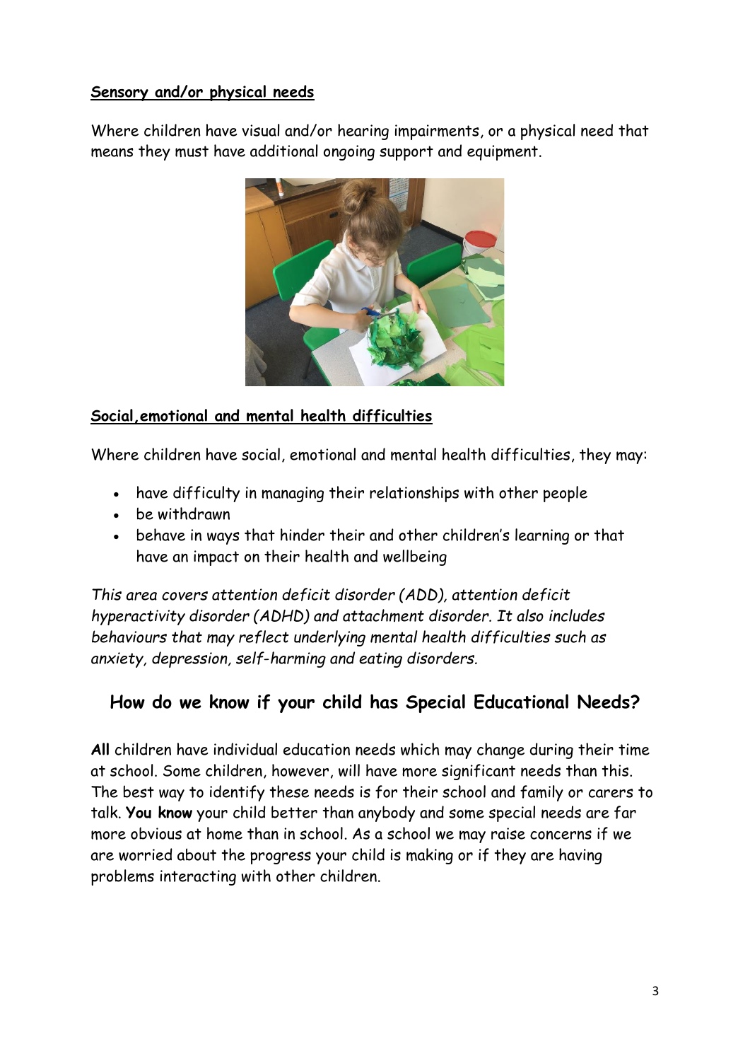**Sensory and/or physical needs**

Where children have visual and/or hearing impairments, or a physical need that means they must have additional ongoing support and equipment.

**Social,emotional and mental health difficulties**

Where children have social, emotional and mental health difficulties, they may:

- have difficulty in managing their relationships with other people
- be withdrawn
- behave in ways that hinder their and other children's learning or that have an impact on their health and wellbeing

*This area covers attention deficit disorder (ADD), attention deficit hyperactivity disorder (ADHD) and attachment disorder. It also includes behaviours that may reflect underlying mental health difficulties such as anxiety, depression, self-harming and eating disorders.*

## How do we know if your child has Special Educational Needs?

**All** children have individual education needs which may change during their time at school. Some children, however, will have more significant needs than this. The best way to identify these needs is for their school and family or carers to talk. **You know** your child better than anybody and some special needs are far more obvious at home than in school. As a school we may raise concerns if we are worried about the progress your child is making or if they are having problems interacting with other children.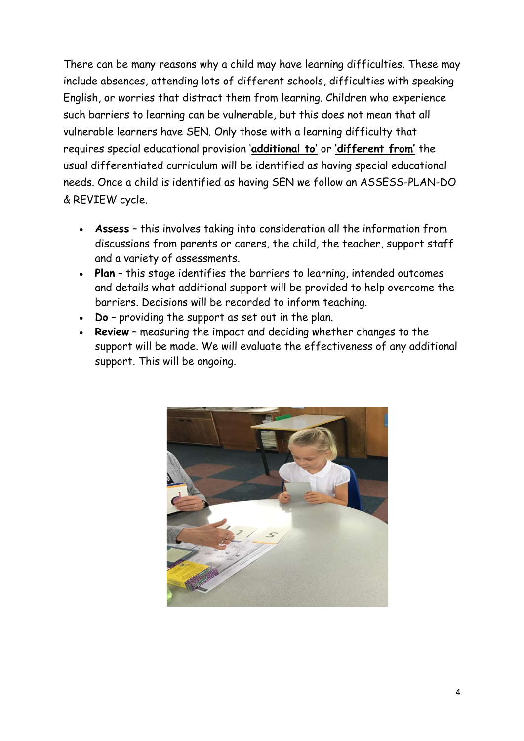There can be many reasons why a child may have learning difficulties. These may include absences, attending lots of different schools, difficulties with speaking English, or worries that distract them from learning. Children who experience such barriers to learning can be vulnerable, but this does not mean that all vulnerable learners have SEN. Only those with a learning difficulty that requires special educational provision '**additional to'** or **'different from'** the usual differentiated curriculum will be identified as having special educational needs. Once a child is identified as having SEN we follow an ASSESS-PLAN-DO & REVIEW cycle.

- **Assess** – this involves taking into consideration all the information from discussions from parents or carers, the child, the teacher, support staff and a variety of assessments.
- **Plan** – this stage identifies the barriers to learning, intended outcomes and details what additional support will be provided to help overcome the barriers. Decisions will be recorded to inform teaching.
- **Do** – providing the support as set out in the plan.
- **Review** – measuring the impact and deciding whether changes to the support will be made. We will evaluate the effectiveness of any additional support. This will be ongoing.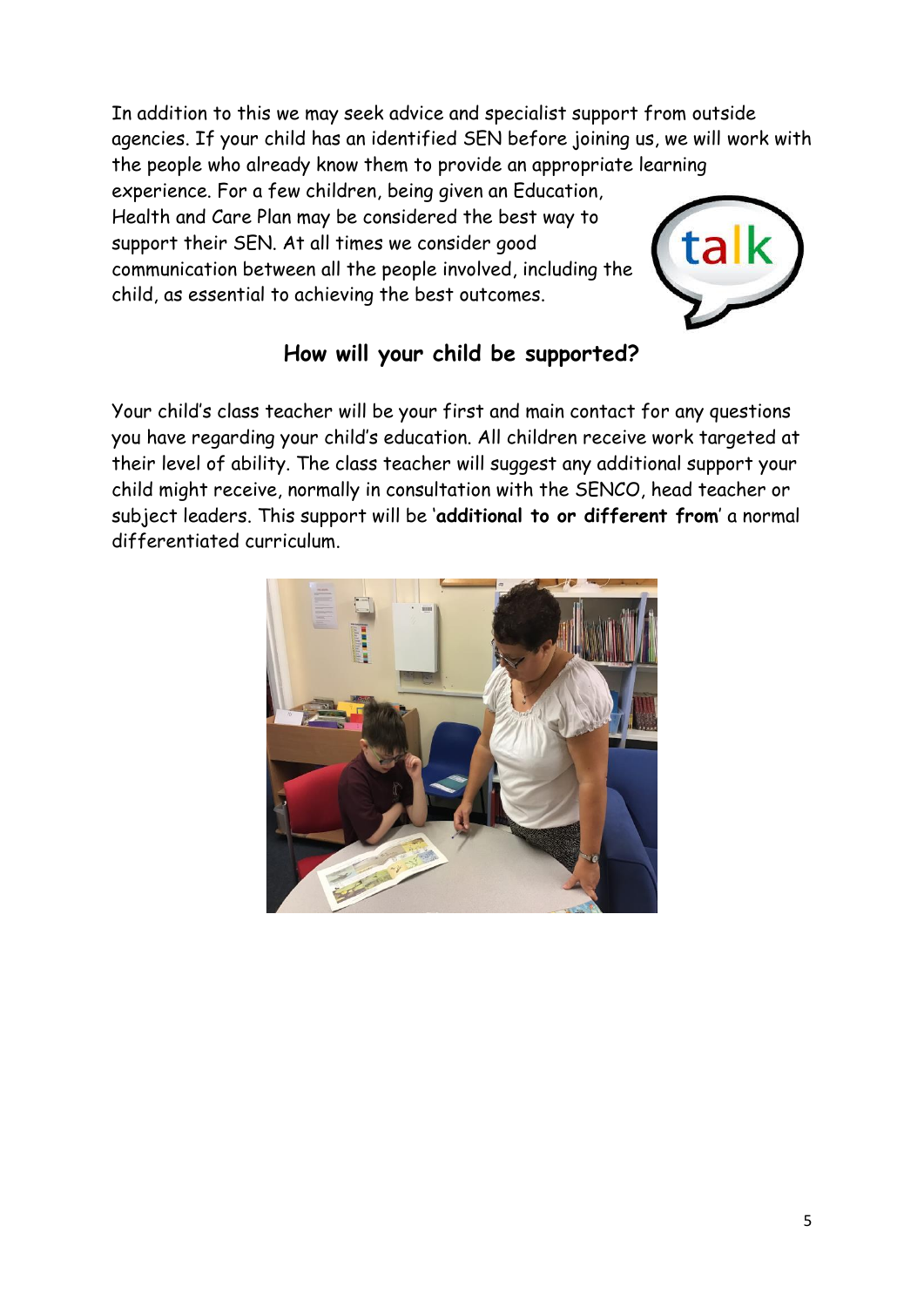In addition to this we may seek advice and specialist support from outside agencies. If your child has an identified SEN before joining us, we will work with the people who already know them to provide an appropriate learning experience. For a few children, being given an Education, Health and Care Plan may be considered the best way to support their SEN. At all times we consider good communication between all the people involved, including the child, as essential to achieving the best outcomes.

## How will your child be supported?

Your child's class teacher will be your first and main contact for any questions you have regarding your child's education. All children receive work targeted at their level of ability. The class teacher will suggest any additional support your child might receive, normally in consultation with the SENCO, head teacher or subject leaders. This support will be '**additional to or different from**' a normal differentiated curriculum.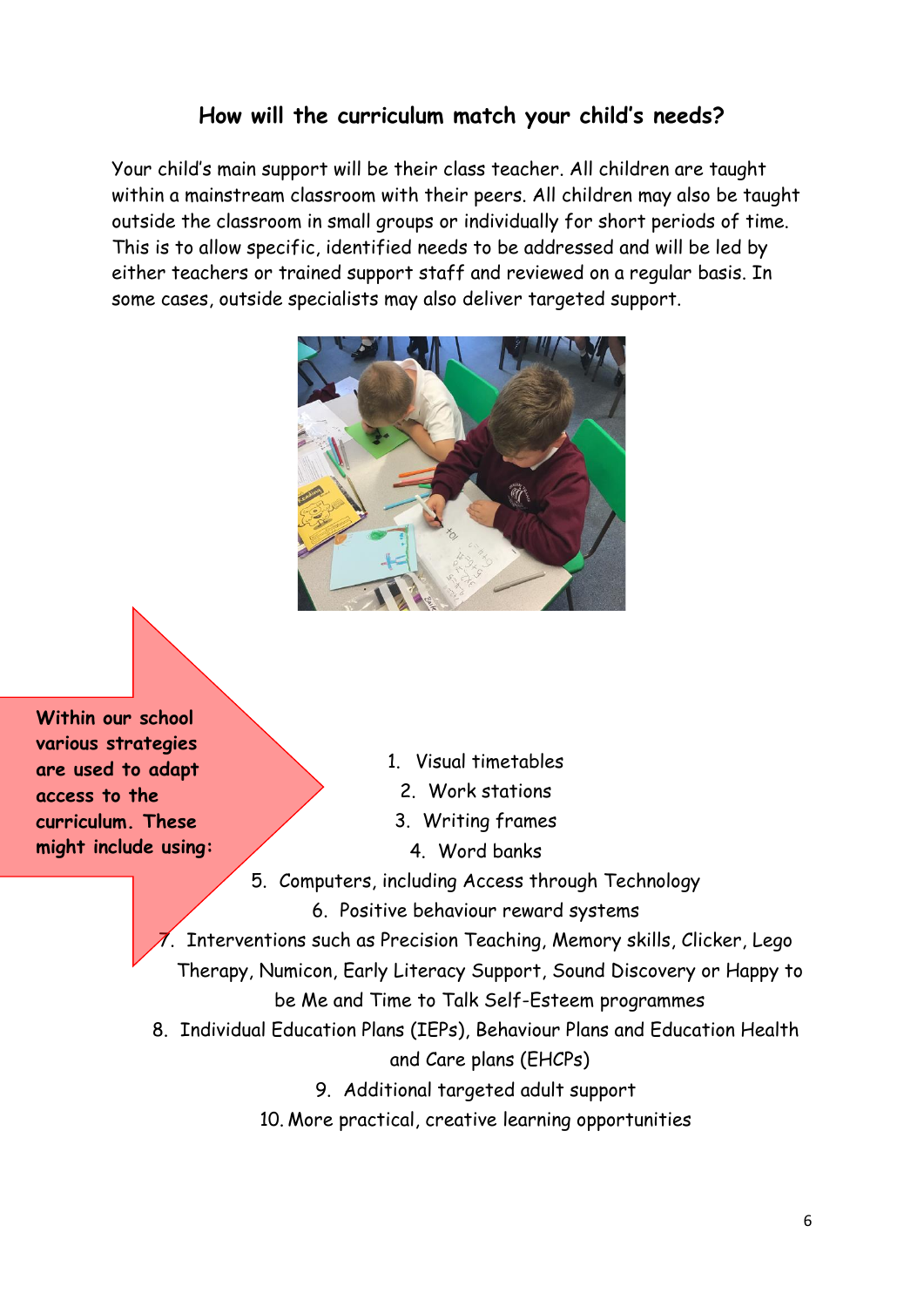## How will the curriculum match your child's needs?

Your child's main support will be their class teacher. All children are taught within a mainstream classroom with their peers. All children may also be taught outside the classroom in small groups or individually for short periods of time. This is to allow specific, identified needs to be addressed and will be led by either teachers or trained support staff and reviewed on a regular basis. In some cases, outside specialists may also deliver targeted support.

**Within our school various strategies are used to adapt access to the curriculum. These might include using:**

1. Visual timetables
2. Work stations
3. Writing frames
4. Word banks
5. Computers, including Access through Technology
6. Positive behaviour reward systems
7. Interventions such as Precision Teaching, Memory skills, Clicker, Lego Therapy, Numicon, Early Literacy Support, Sound Discovery or Happy to be Me and Time to Talk Self-Esteem programmes
8. Individual Education Plans (IEPs), Behaviour Plans and Education Health and Care plans (EHCPs)
9. Additional targeted adult support
10. More practical, creative learning opportunities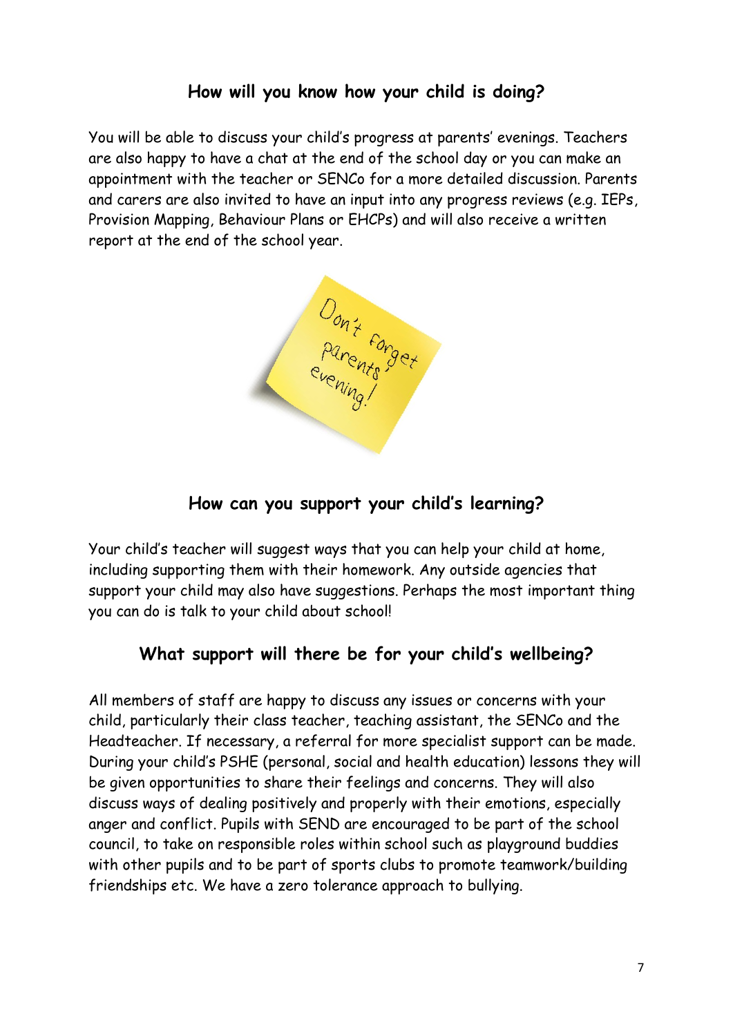## How will you know how your child is doing?

You will be able to discuss your child's progress at parents' evenings. Teachers are also happy to have a chat at the end of the school day or you can make an appointment with the teacher or SENCo for a more detailed discussion. Parents and carers are also invited to have an input into any progress reviews (e.g. IEPs, Provision Mapping, Behaviour Plans or EHCPs) and will also receive a written report at the end of the school year.

## How can you support your child's learning?

Your child's teacher will suggest ways that you can help your child at home, including supporting them with their homework. Any outside agencies that support your child may also have suggestions. Perhaps the most important thing you can do is talk to your child about school!

## What support will there be for your child's wellbeing?

All members of staff are happy to discuss any issues or concerns with your child, particularly their class teacher, teaching assistant, the SENCo and the Headteacher. If necessary, a referral for more specialist support can be made. During your child's PSHE (personal, social and health education) lessons they will be given opportunities to share their feelings and concerns. They will also discuss ways of dealing positively and properly with their emotions, especially anger and conflict. Pupils with SEND are encouraged to be part of the school council, to take on responsible roles within school such as playground buddies with other pupils and to be part of sports clubs to promote teamwork/building friendships etc. We have a zero tolerance approach to bullying.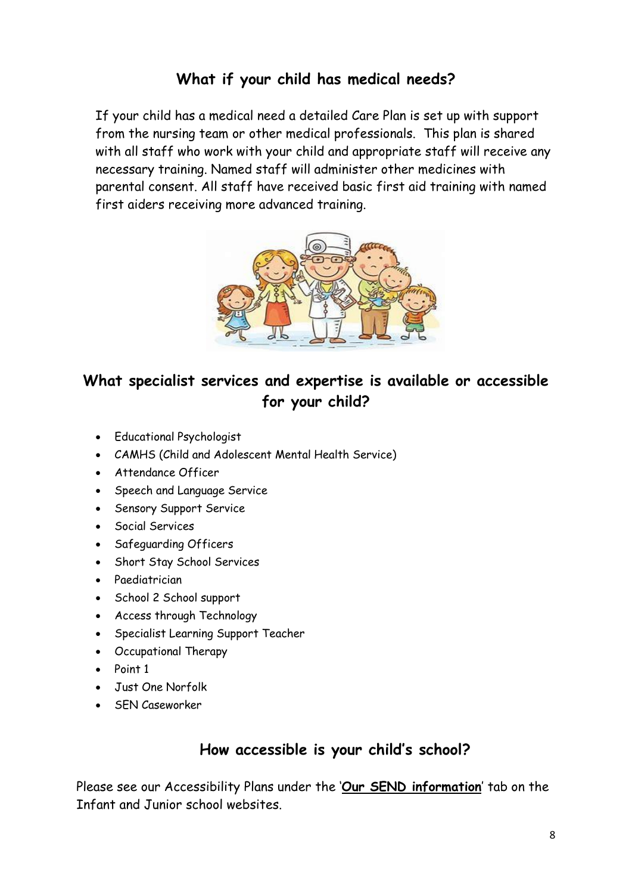## What if your child has medical needs?

If your child has a medical need a detailed Care Plan is set up with support from the nursing team or other medical professionals. This plan is shared with all staff who work with your child and appropriate staff will receive any necessary training. Named staff will administer other medicines with parental consent. All staff have received basic first aid training with named first aiders receiving more advanced training.

## What specialist services and expertise is available or accessible for your child?

- Educational Psychologist
- CAMHS (Child and Adolescent Mental Health Service)
- Attendance Officer
- Speech and Language Service
- Sensory Support Service
- Social Services
- Safeguarding Officers
- Short Stay School Services
- Paediatrician
- School 2 School support
- Access through Technology
- Specialist Learning Support Teacher
- Occupational Therapy
- Point 1
- Just One Norfolk
- SEN Caseworker

## How accessible is your child's school?

Please see our Accessibility Plans under the '**Our SEND information**' tab on the Infant and Junior school websites.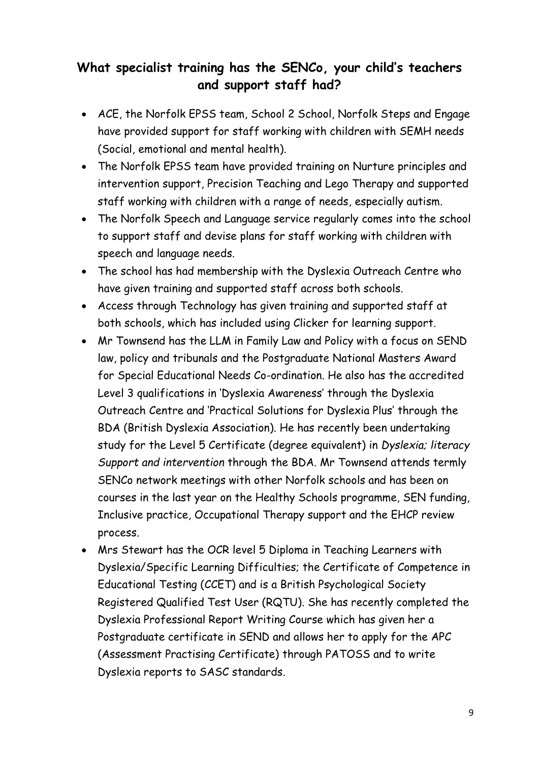## What specialist training has the SENCo, your child's teachers and support staff had?

- ACE, the Norfolk EPSS team, School 2 School, Norfolk Steps and Engage have provided support for staff working with children with SEMH needs (Social, emotional and mental health).
- The Norfolk EPSS team have provided training on Nurture principles and intervention support, Precision Teaching and Lego Therapy and supported staff working with children with a range of needs, especially autism.
- The Norfolk Speech and Language service regularly comes into the school to support staff and devise plans for staff working with children with speech and language needs.
- The school has had membership with the Dyslexia Outreach Centre who have given training and supported staff across both schools.
- Access through Technology has given training and supported staff at both schools, which has included using Clicker for learning support.
- Mr Townsend has the LLM in Family Law and Policy with a focus on SEND law, policy and tribunals and the Postgraduate National Masters Award for Special Educational Needs Co-ordination. He also has the accredited Level 3 qualifications in 'Dyslexia Awareness' through the Dyslexia Outreach Centre and 'Practical Solutions for Dyslexia Plus' through the BDA (British Dyslexia Association). He has recently been undertaking study for the Level 5 Certificate (degree equivalent) in *Dyslexia; literacy Support and intervention* through the BDA. Mr Townsend attends termly SENCo network meetings with other Norfolk schools and has been on courses in the last year on the Healthy Schools programme, SEN funding, Inclusive practice, Occupational Therapy support and the EHCP review process.
- Mrs Stewart has the OCR level 5 Diploma in Teaching Learners with Dyslexia/Specific Learning Difficulties; the Certificate of Competence in Educational Testing (CCET) and is a British Psychological Society Registered Qualified Test User (RQTU). She has recently completed the Dyslexia Professional Report Writing Course which has given her a Postgraduate certificate in SEND and allows her to apply for the APC (Assessment Practising Certificate) through PATOSS and to write Dyslexia reports to SASC standards.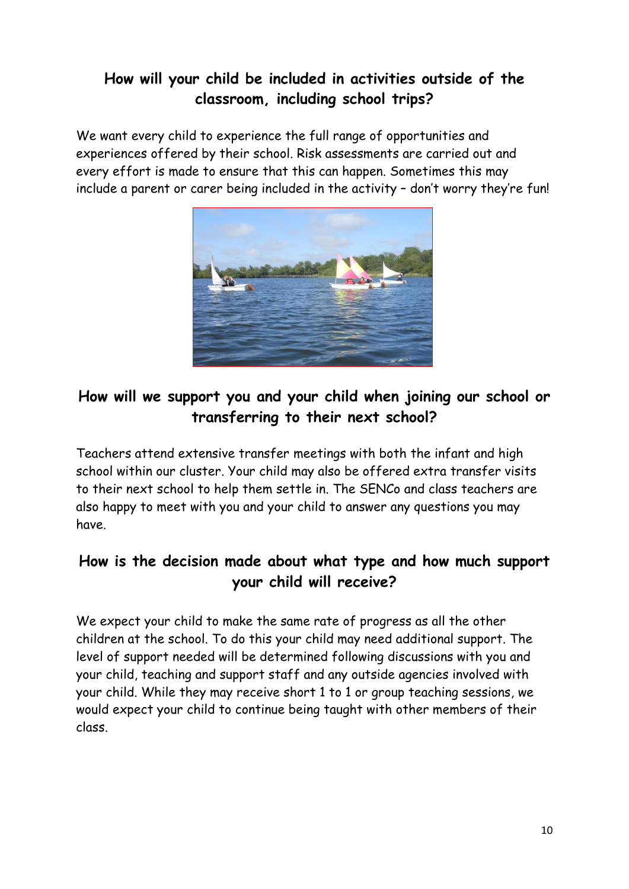## How will your child be included in activities outside of the classroom, including school trips?

We want every child to experience the full range of opportunities and experiences offered by their school. Risk assessments are carried out and every effort is made to ensure that this can happen. Sometimes this may include a parent or carer being included in the activity – don't worry they're fun!

## How will we support you and your child when joining our school or transferring to their next school?

Teachers attend extensive transfer meetings with both the infant and high school within our cluster. Your child may also be offered extra transfer visits to their next school to help them settle in. The SENCo and class teachers are also happy to meet with you and your child to answer any questions you may have.

## How is the decision made about what type and how much support your child will receive?

We expect your child to make the same rate of progress as all the other children at the school. To do this your child may need additional support. The level of support needed will be determined following discussions with you and your child, teaching and support staff and any outside agencies involved with your child. While they may receive short 1 to 1 or group teaching sessions, we would expect your child to continue being taught with other members of their class.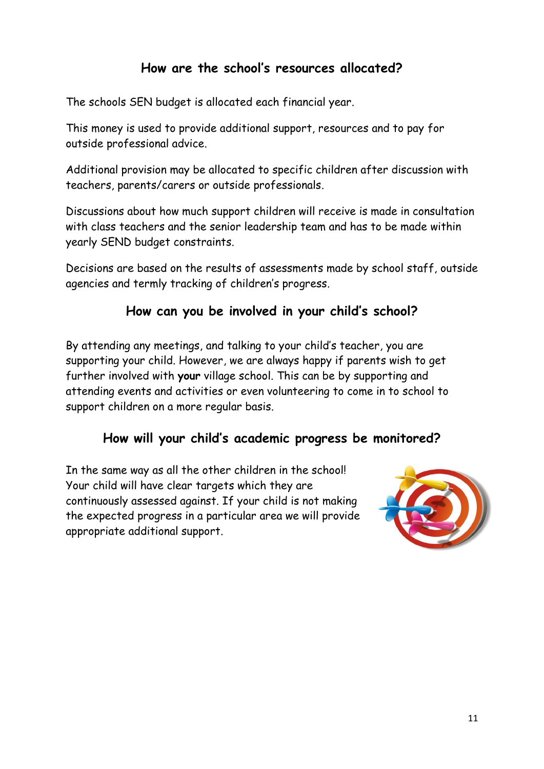## How are the school's resources allocated?

The schools SEN budget is allocated each financial year.

This money is used to provide additional support, resources and to pay for outside professional advice.

Additional provision may be allocated to specific children after discussion with teachers, parents/carers or outside professionals.

Discussions about how much support children will receive is made in consultation with class teachers and the senior leadership team and has to be made within yearly SEND budget constraints.

Decisions are based on the results of assessments made by school staff, outside agencies and termly tracking of children's progress.

## How can you be involved in your child's school?

By attending any meetings, and talking to your child's teacher, you are supporting your child. However, we are always happy if parents wish to get further involved with **your** village school. This can be by supporting and attending events and activities or even volunteering to come in to school to support children on a more regular basis.

## How will your child's academic progress be monitored?

In the same way as all the other children in the school! Your child will have clear targets which they are continuously assessed against. If your child is not making the expected progress in a particular area we will provide appropriate additional support.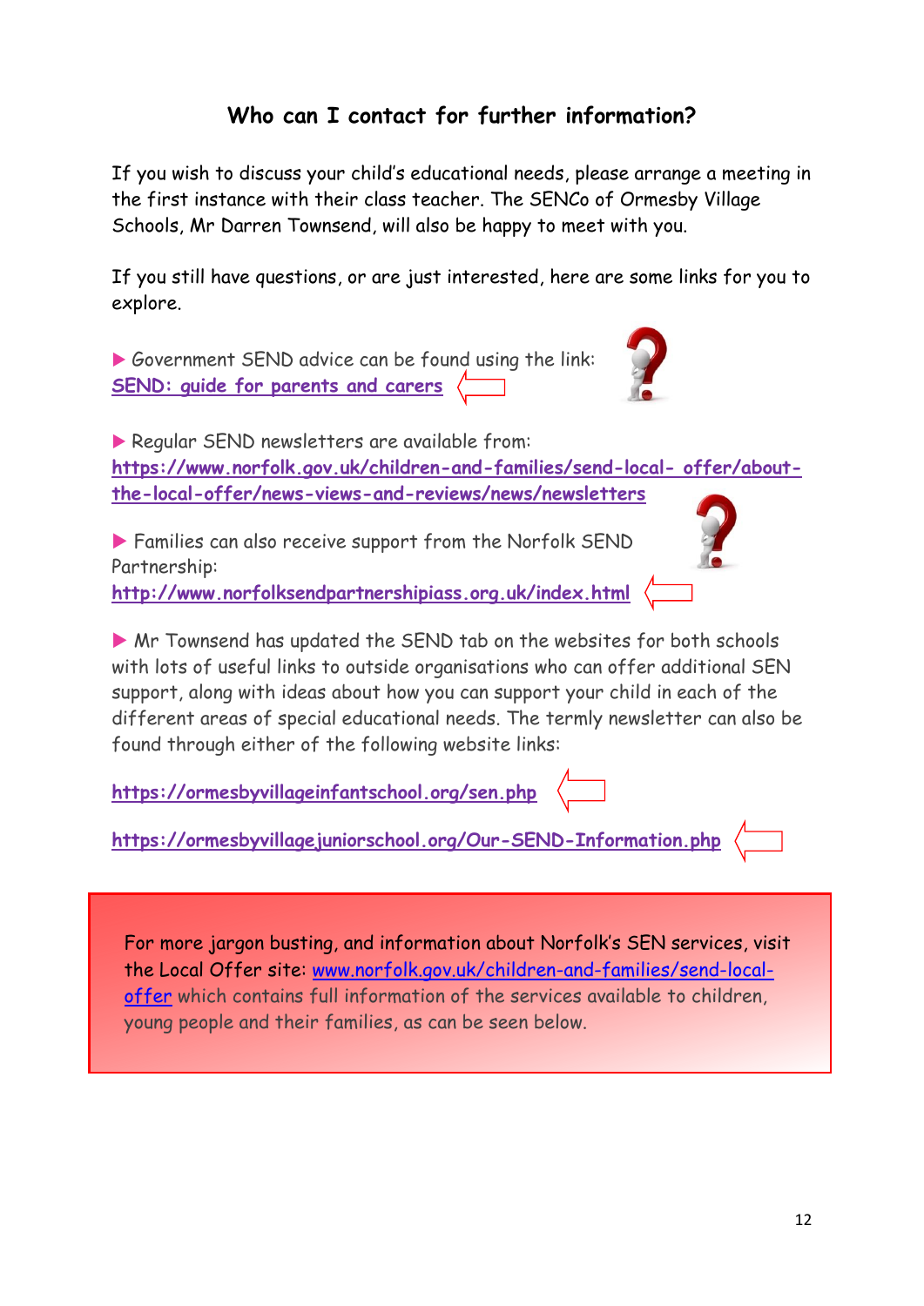## Who can I contact for further information?

If you wish to discuss your child's educational needs, please arrange a meeting in the first instance with their class teacher. The SENCo of Ormesby Village Schools, Mr Darren Townsend, will also be happy to meet with you.

If you still have questions, or are just interested, here are some links for you to explore.

- Government SEND advice can be found using the link: [SEND: guide for parents and carers](SEND: guide for parents and carers)

- Regular SEND newsletters are available from: https://www.norfolk.gov.uk/children-and-families/send-local- offer/about-the-local-offer/news-views-and-reviews/news/newsletters

- Families can also receive support from the Norfolk SEND Partnership: http://www.norfolksendpartnershipiass.org.uk/index.html

- Mr Townsend has updated the SEND tab on the websites for both schools with lots of useful links to outside organisations who can offer additional SEN support, along with ideas about how you can support your child in each of the different areas of special educational needs. The termly newsletter can also be found through either of the following website links:

https://ormesbyvillageinfantschool.org/sen.php

https://ormesbyvillagejuniorschool.org/Our-SEND-Information.php

For more jargon busting, and information about Norfolk's SEN services, visit the Local Offer site: www.norfolk.gov.uk/children-and-families/send-local-offer which contains full information of the services available to children, young people and their families, as can be seen below.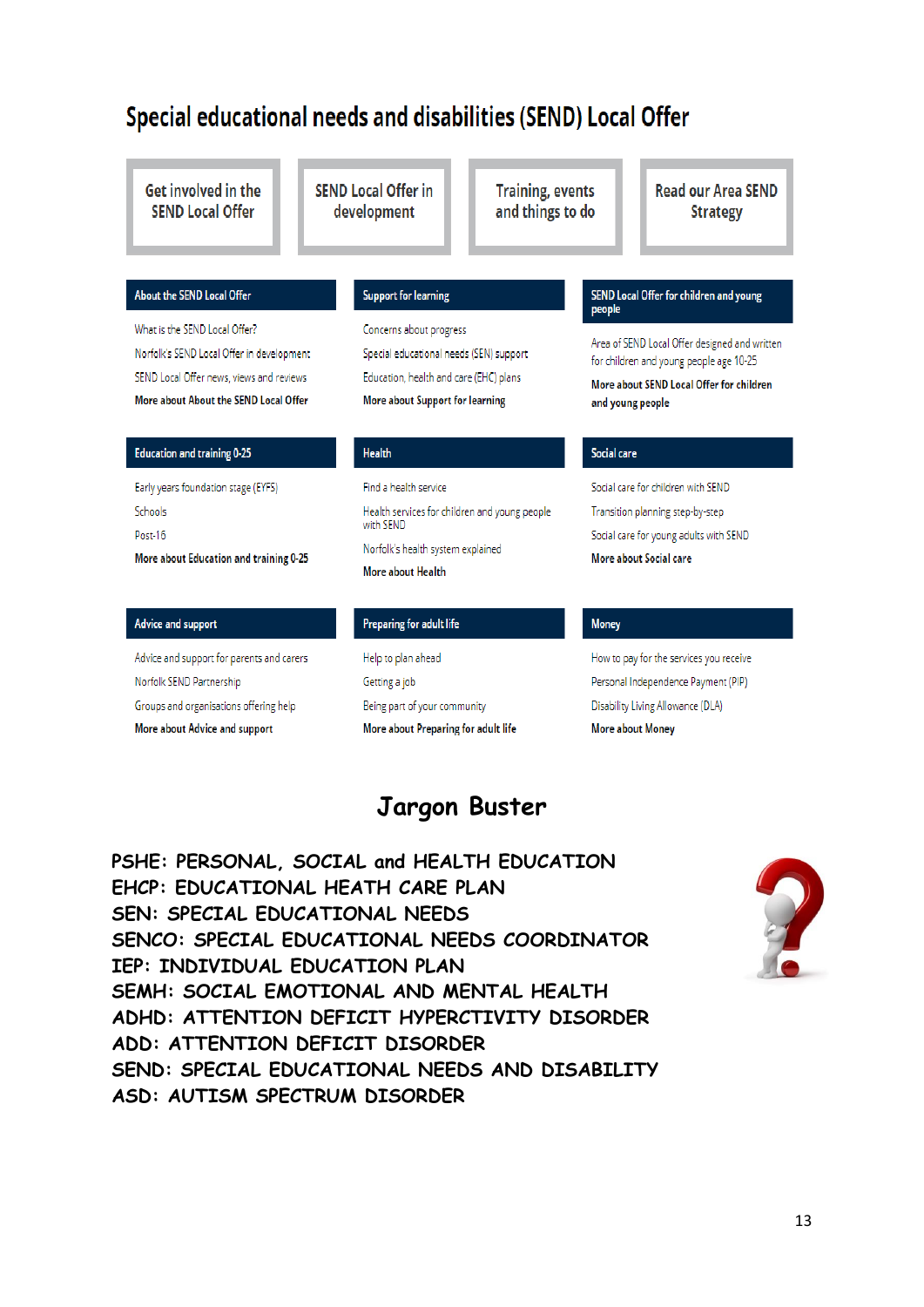# Special educational needs and disabilities (SEND) Local Offer

| Get involved in the SEND Local Offer | SEND Local Offer in development | Training, events and things to do | Read our Area SEND Strategy |
|---|---|---|---|

### About the SEND Local Offer

- What is the SEND Local Offer?
- Norfolk's SEND Local Offer in development
- SEND Local Offer news, views and reviews
- **More about About the SEND Local Offer**

### Support for learning

- Concerns about progress
- Special educational needs (SEN) support
- Education, health and care (EHC) plans
- **More about Support for learning**

### SEND Local Offer for children and young people

Area of SEND Local Offer designed and written for children and young people age 10-25

**More about SEND Local Offer for children and young people**

### Education and training 0-25

- Early years foundation stage (EYFS)
- Schools
- Post-16
- **More about Education and training 0-25**

### Health

- Find a health service
- Health services for children and young people with SEND
- Norfolk's health system explained
- **More about Health**

### Social care

- Social care for children with SEND
- Transition planning step-by-step
- Social care for young adults with SEND
- **More about Social care**

### Advice and support

- Advice and support for parents and carers
- Norfolk SEND Partnership
- Groups and organisations offering help
- **More about Advice and support**

### Preparing for adult life

- Help to plan ahead
- Getting a job
- Being part of your community
- **More about Preparing for adult life**

### Money

- How to pay for the services you receive
- Personal Independence Payment (PIP)
- Disability Living Allowance (DLA)
- **More about Money**

## Jargon Buster

PSHE: PERSONAL, SOCIAL and HEALTH EDUCATION
EHCP: EDUCATIONAL HEATH CARE PLAN
SEN: SPECIAL EDUCATIONAL NEEDS
SENCO: SPECIAL EDUCATIONAL NEEDS COORDINATOR
IEP: INDIVIDUAL EDUCATION PLAN
SEMH: SOCIAL EMOTIONAL AND MENTAL HEALTH
ADHD: ATTENTION DEFICIT HYPERCTIVITY DISORDER
ADD: ATTENTION DEFICIT DISORDER
SEND: SPECIAL EDUCATIONAL NEEDS AND DISABILITY
ASD: AUTISM SPECTRUM DISORDER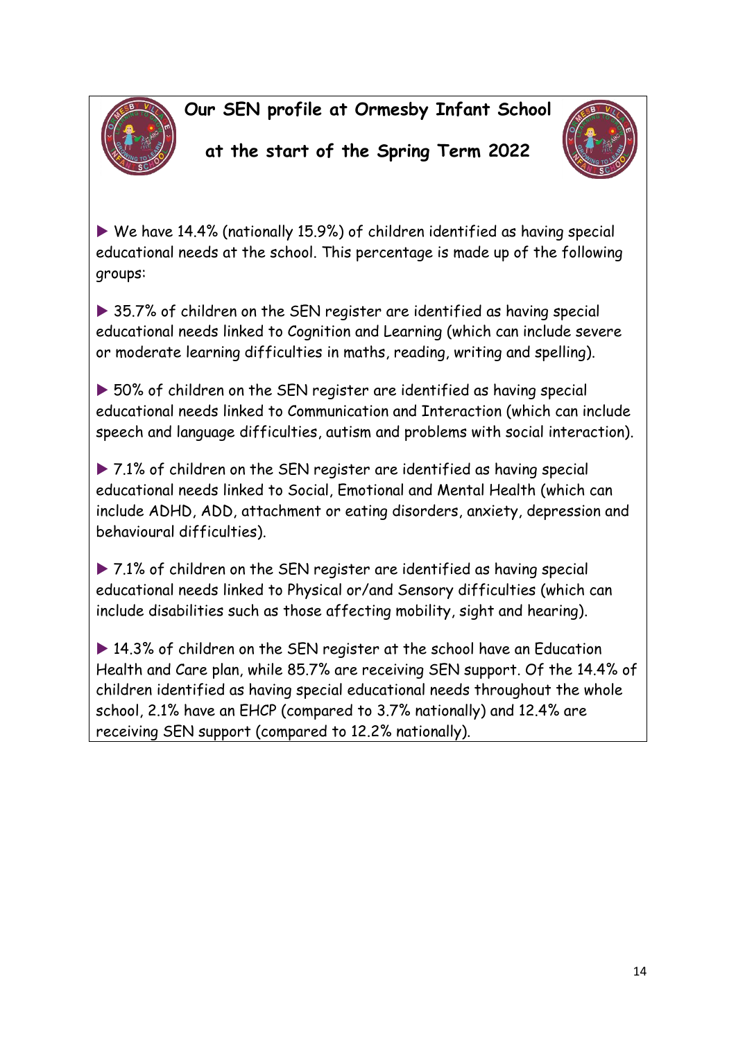# Our SEN profile at Ormesby Infant School at the start of the Spring Term 2022

- We have 14.4% (nationally 15.9%) of children identified as having special educational needs at the school. This percentage is made up of the following groups:

- 35.7% of children on the SEN register are identified as having special educational needs linked to Cognition and Learning (which can include severe or moderate learning difficulties in maths, reading, writing and spelling).

- 50% of children on the SEN register are identified as having special educational needs linked to Communication and Interaction (which can include speech and language difficulties, autism and problems with social interaction).

- 7.1% of children on the SEN register are identified as having special educational needs linked to Social, Emotional and Mental Health (which can include ADHD, ADD, attachment or eating disorders, anxiety, depression and behavioural difficulties).

- 7.1% of children on the SEN register are identified as having special educational needs linked to Physical or/and Sensory difficulties (which can include disabilities such as those affecting mobility, sight and hearing).

- 14.3% of children on the SEN register at the school have an Education Health and Care plan, while 85.7% are receiving SEN support. Of the 14.4% of children identified as having special educational needs throughout the whole school, 2.1% have an EHCP (compared to 3.7% nationally) and 12.4% are receiving SEN support (compared to 12.2% nationally).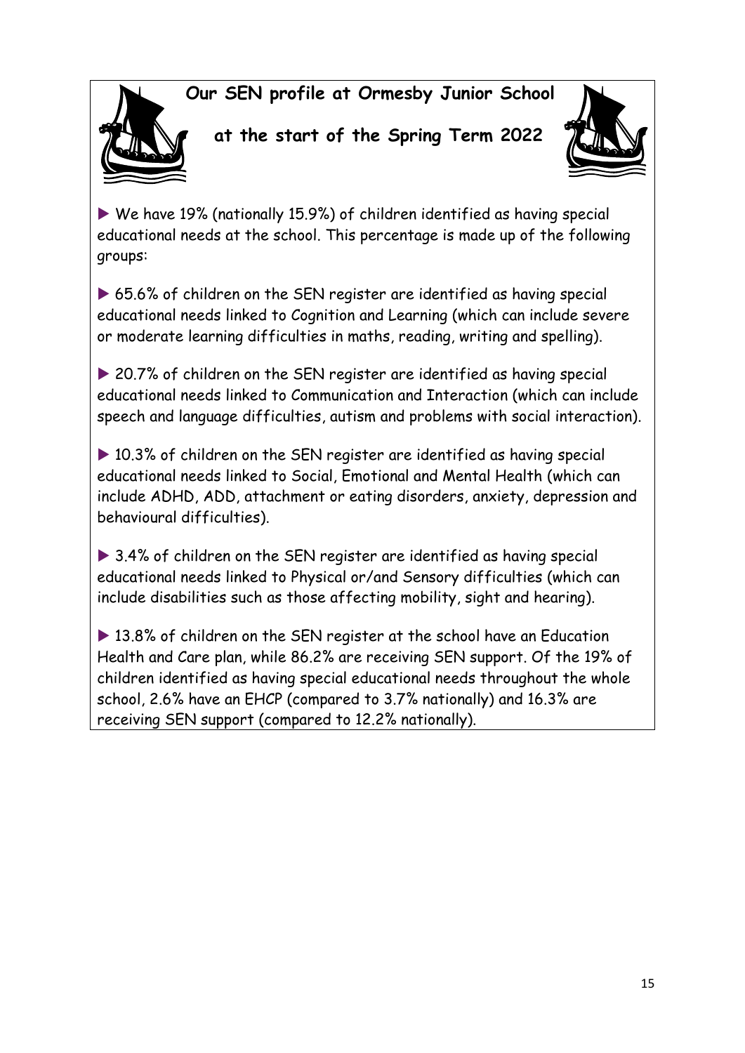# Our SEN profile at Ormesby Junior School

## at the start of the Spring Term 2022

- We have 19% (nationally 15.9%) of children identified as having special educational needs at the school. This percentage is made up of the following groups:

- 65.6% of children on the SEN register are identified as having special educational needs linked to Cognition and Learning (which can include severe or moderate learning difficulties in maths, reading, writing and spelling).

- 20.7% of children on the SEN register are identified as having special educational needs linked to Communication and Interaction (which can include speech and language difficulties, autism and problems with social interaction).

- 10.3% of children on the SEN register are identified as having special educational needs linked to Social, Emotional and Mental Health (which can include ADHD, ADD, attachment or eating disorders, anxiety, depression and behavioural difficulties).

- 3.4% of children on the SEN register are identified as having special educational needs linked to Physical or/and Sensory difficulties (which can include disabilities such as those affecting mobility, sight and hearing).

- 13.8% of children on the SEN register at the school have an Education Health and Care plan, while 86.2% are receiving SEN support. Of the 19% of children identified as having special educational needs throughout the whole school, 2.6% have an EHCP (compared to 3.7% nationally) and 16.3% are receiving SEN support (compared to 12.2% nationally).